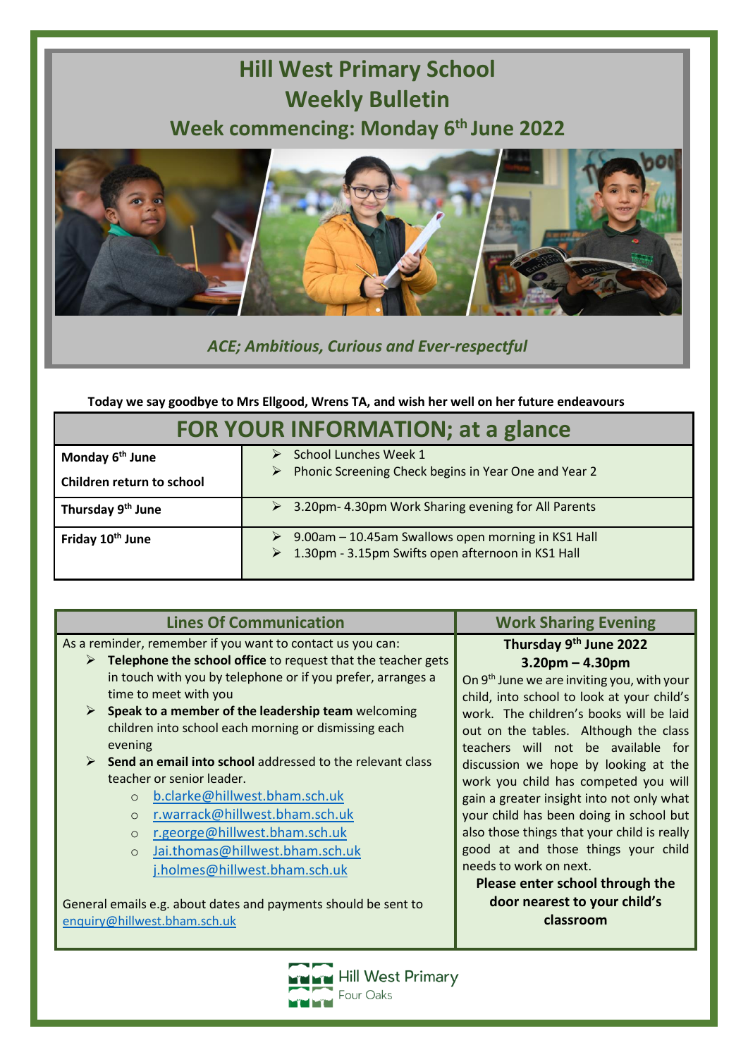# Hill West Primary School

# Weekly Bulletin

## Week commencing: Monday 6th June 2022

*ACE; Ambitious, Curious and Ever-respectful*

**Today we say goodbye to Mrs Ellgood, Wrens TA, and wish her well on her future endeavours**

## FOR YOUR INFORMATION; at a glance

| | |
|---|---|
| **Monday 6th June**<br>**Children return to school** | ➢ School Lunches Week 1<br>➢ Phonic Screening Check begins in Year One and Year 2 |
| **Thursday 9th June** | ➢ 3.20pm- 4.30pm Work Sharing evening for All Parents |
| **Friday 10th June** | ➢ 9.00am – 10.45am Swallows open morning in KS1 Hall<br>➢ 1.30pm - 3.15pm Swifts open afternoon in KS1 Hall |

### Lines Of Communication

As a reminder, remember if you want to contact us you can:

- **Telephone the school office** to request that the teacher gets in touch with you by telephone or if you prefer, arranges a time to meet with you
- **Speak to a member of the leadership team** welcoming children into school each morning or dismissing each evening
- **Send an email into school** addressed to the relevant class teacher or senior leader.
  - b.clarke@hillwest.bham.sch.uk
  - r.warrack@hillwest.bham.sch.uk
  - r.george@hillwest.bham.sch.uk
  - Jai.thomas@hillwest.bham.sch.uk
  - j.holmes@hillwest.bham.sch.uk

General emails e.g. about dates and payments should be sent to enquiry@hillwest.bham.sch.uk

### Work Sharing Evening

**Thursday 9th June 2022**
**3.20pm – 4.30pm**

On 9th June we are inviting you, with your child, into school to look at your child's work. The children's books will be laid out on the tables. Although the class teachers will not be available for discussion we hope by looking at the work you child has competed you will gain a greater insight into not only what your child has been doing in school but also those things that your child is really good at and those things your child needs to work on next.

**Please enter school through the door nearest to your child's classroom**

Hill West Primary
Four Oaks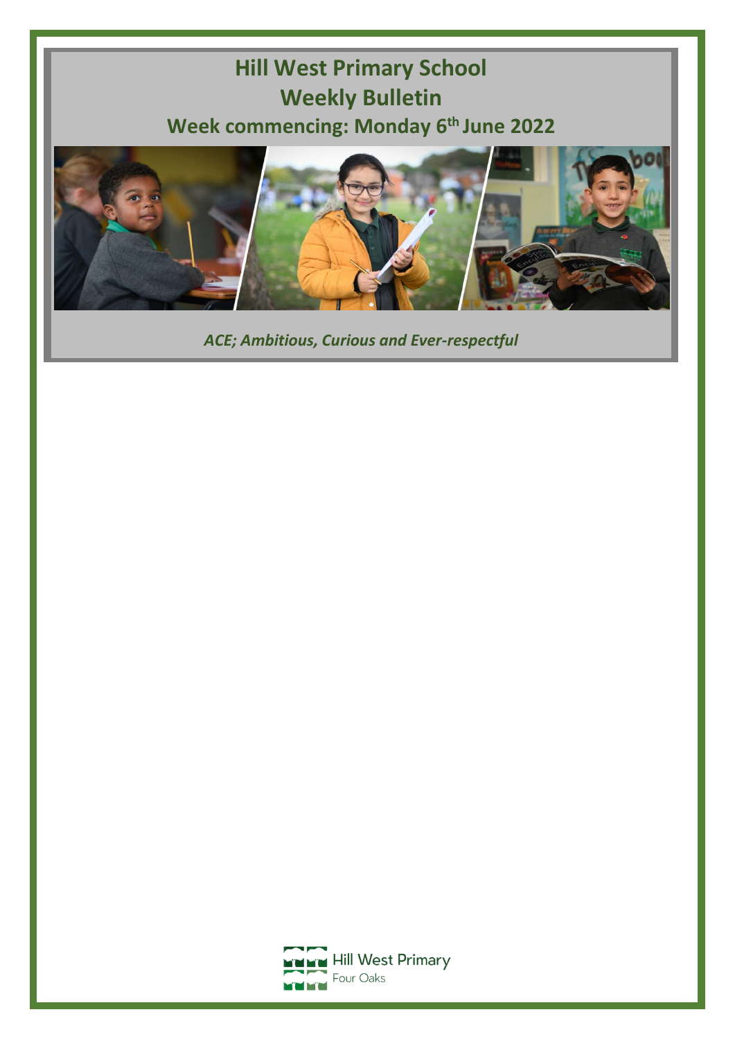# Hill West Primary School
# Weekly Bulletin
## Week commencing: Monday 6th June 2022

*ACE; Ambitious, Curious and Ever-respectful*

Hill West Primary
Four Oaks